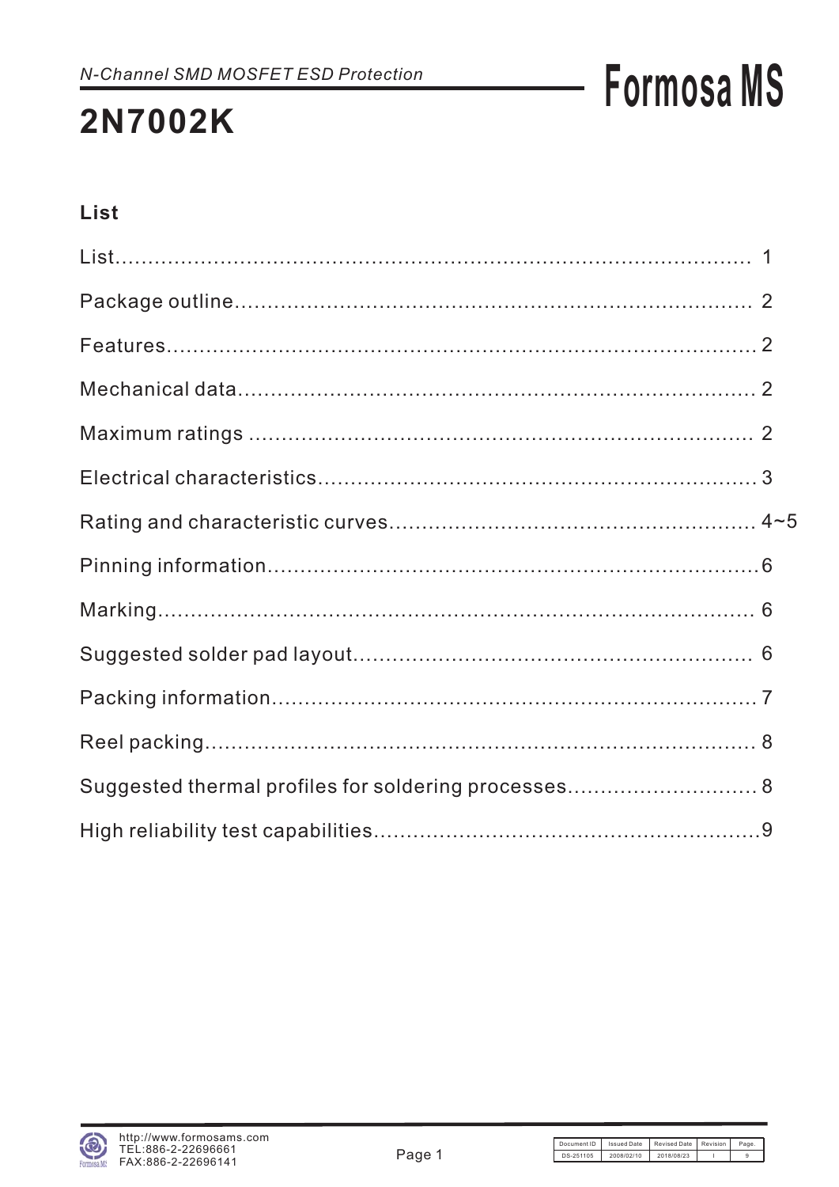*N-Channel SMD MOSFET ESD Protection*

# 2N7002K

## List

| Section | Page |
|---|---|
| List | 1 |
| Package outline | 2 |
| Features | 2 |
| Mechanical data | 2 |
| Maximum ratings | 2 |
| Electrical characteristics | 3 |
| Rating and characteristic curves | 4~5 |
| Pinning information | 6 |
| Marking | 6 |
| Suggested solder pad layout | 6 |
| Packing information | 7 |
| Reel packing | 8 |
| Suggested thermal profiles for soldering processes | 8 |
| High reliability test capabilities | 9 |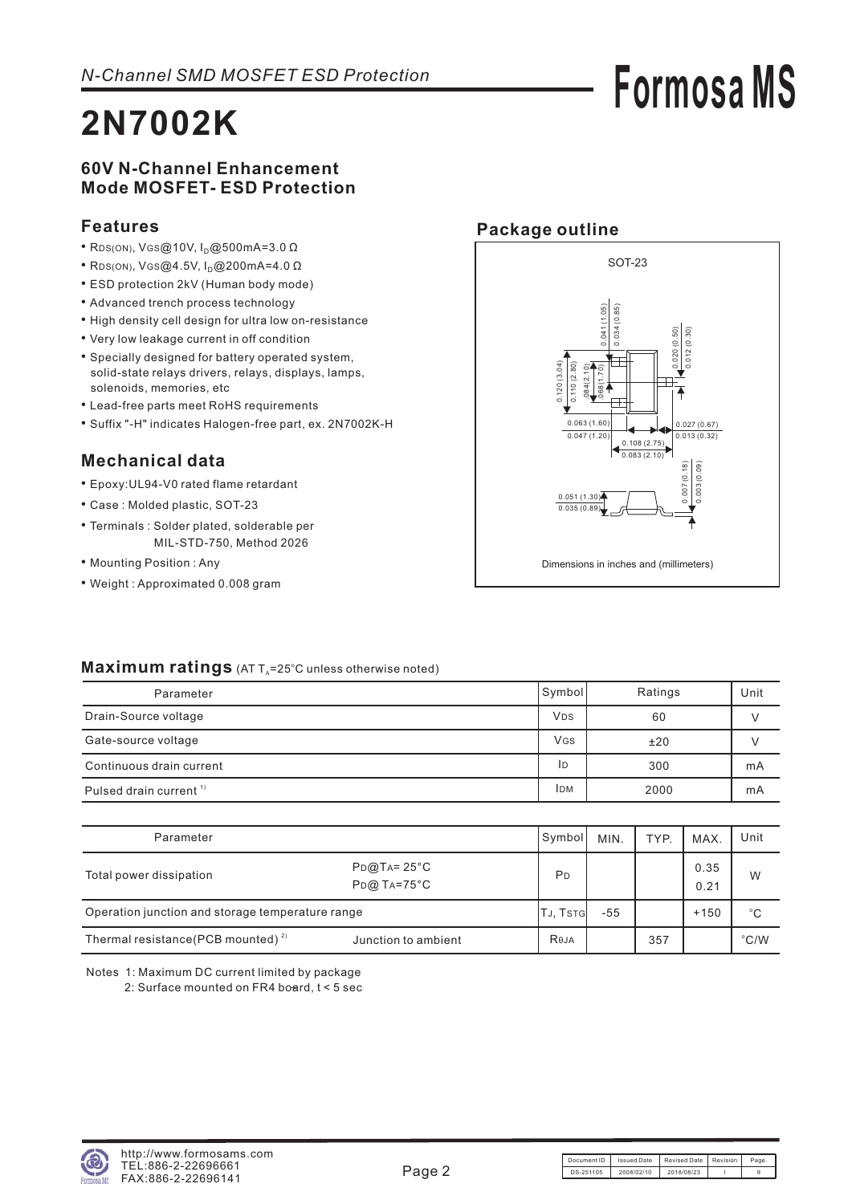*N-Channel SMD MOSFET ESD Protection*

# 2N7002K

**60V N-Channel Enhancement Mode MOSFET- ESD Protection**

## Features

- $R_{DS(ON)}$, $V_{GS}$@10V, $I_D$@500mA=3.0 Ω
- $R_{DS(ON)}$, $V_{GS}$@4.5V, $I_D$@200mA=4.0 Ω
- ESD protection 2kV (Human body mode)
- Advanced trench process technology
- High density cell design for ultra low on-resistance
- Very low leakage current in off condition
- Specially designed for battery operated system, solid-state relays drivers, relays, displays, lamps, solenoids, memories, etc
- Lead-free parts meet RoHS requirements
- Suffix "-H" indicates Halogen-free part, ex. 2N7002K-H

## Package outline

SOT-23

0.041 (1.05) 0.034 (0.85)
0.020 (0.50) 0.012 (0.30)
0.120 (3.04) 0.110 (2.80)
0.084 (2.10) 0.068 (1.70)
0.063 (1.60) 0.047 (1.20)
0.027 (0.67) 0.013 (0.32)
0.108 (2.75) 0.083 (2.10)
0.007 (0.18) 0.003 (0.09)
0.051 (1.30) 0.035 (0.89)

Dimensions in inches and (millimeters)

## Mechanical data

- Epoxy:UL94-V0 rated flame retardant
- Case : Molded plastic, SOT-23
- Terminals : Solder plated, solderable per MIL-STD-750, Method 2026
- Mounting Position : Any
- Weight : Approximated 0.008 gram

## Maximum ratings (AT $T_A$=25°C unless otherwise noted)

| Parameter | Symbol | Ratings | Unit |
|---|---|---|---|
| Drain-Source voltage | $V_{DS}$ | 60 | V |
| Gate-source voltage | $V_{GS}$ | ±20 | V |
| Continuous drain current | $I_D$ | 300 | mA |
| Pulsed drain current [1] | $I_{DM}$ | 2000 | mA |

| Parameter | | Symbol | MIN. | TYP. | MAX. | Unit |
|---|---|---|---|---|---|---|
| Total power dissipation | $P_D$@$T_A$= 25°C<br>$P_D$@ $T_A$=75°C | $P_D$ | | | 0.35<br>0.21 | W |
| Operation junction and storage temperature range | | $T_J$, $T_{STG}$ | -55 | | +150 | °C |
| Thermal resistance(PCB mounted) [2] | Junction to ambient | $R_{θJA}$ | | 357 | | °C/W |

Notes 1: Maximum DC current limited by package
2: Surface mounted on FR4 board, t < 5 sec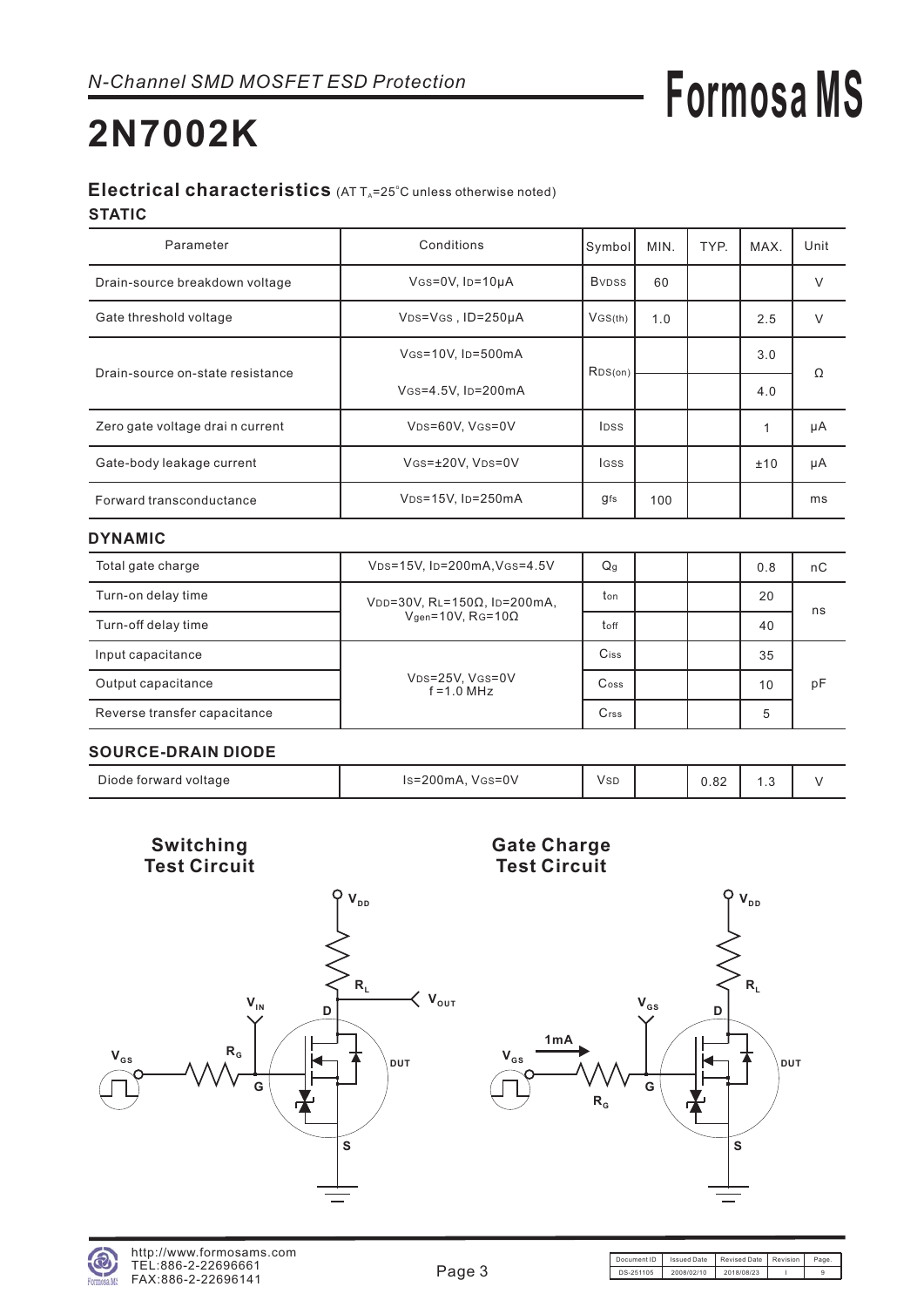*N-Channel SMD MOSFET ESD Protection*

# 2N7002K

## Electrical characteristics (AT $T_A$=25°C unless otherwise noted)

### STATIC

| Parameter | Conditions | Symbol | MIN. | TYP. | MAX. | Unit |
|---|---|---|---|---|---|---|
| Drain-source breakdown voltage | $V_{GS}$=0V, $I_D$=10μA | $B_{VDSS}$ | 60 | | | V |
| Gate threshold voltage | $V_{DS}$=$V_{GS}$ , ID=250μA | $V_{GS(th)}$ | 1.0 | | 2.5 | V |
| Drain-source on-state resistance | $V_{GS}$=10V, $I_D$=500mA | $R_{DS(on)}$ | | | 3.0 | Ω |
| | $V_{GS}$=4.5V, $I_D$=200mA | | | | 4.0 | |
| Zero gate voltage drai n current | $V_{DS}$=60V, $V_{GS}$=0V | $I_{DSS}$ | | | 1 | μA |
| Gate-body leakage current | $V_{GS}$=±20V, $V_{DS}$=0V | $I_{GSS}$ | | | ±10 | μA |
| Forward transconductance | $V_{DS}$=15V, $I_D$=250mA | $g_{fs}$ | 100 | | | ms |

### DYNAMIC

| Parameter | Conditions | Symbol | MIN. | TYP. | MAX. | Unit |
|---|---|---|---|---|---|---|
| Total gate charge | $V_{DS}$=15V, $I_D$=200mA,$V_{GS}$=4.5V | $Q_g$ | | | 0.8 | nC |
| Turn-on delay time | $V_{DD}$=30V, $R_L$=150Ω, $I_D$=200mA, $V_{gen}$=10V, $R_G$=10Ω | $t_{on}$ | | | 20 | ns |
| Turn-off delay time | | $t_{off}$ | | | 40 | |
| Input capacitance | $V_{DS}$=25V, $V_{GS}$=0V f =1.0 MHz | $C_{iss}$ | | | 35 | pF |
| Output capacitance | | $C_{oss}$ | | | 10 | |
| Reverse transfer capacitance | | $C_{rss}$ | | | 5 | |

### SOURCE-DRAIN DIODE

| Parameter | Conditions | Symbol | MIN. | TYP. | MAX. | Unit |
|---|---|---|---|---|---|---|
| Diode forward voltage | $I_S$=200mA, $V_{GS}$=0V | $V_{SD}$ | | 0.82 | 1.3 | V |

**Switching Test Circuit**

**Gate Charge Test Circuit**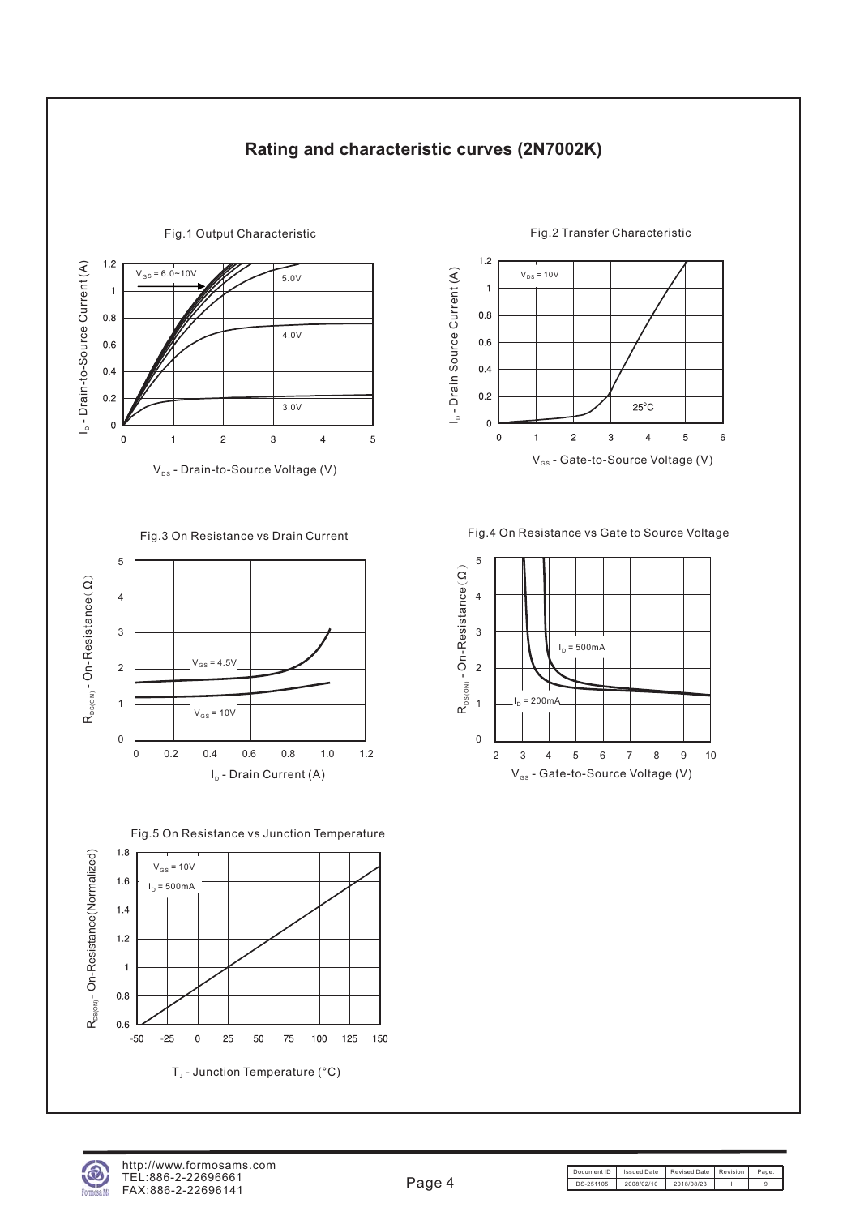## Rating and characteristic curves (2N7002K)

Fig.1 Output Characteristic

$V_{GS}$ = 6.0~10V

5.0V

4.0V

3.0V

$I_D$ - Drain-to-Source Current (A)

$V_{DS}$ - Drain-to-Source Voltage (V)

Fig.2 Transfer Characteristic

$V_{DS}$ = 10V

25°C

$I_D$ - Drain Source Current (A)

$V_{GS}$ - Gate-to-Source Voltage (V)

Fig.3 On Resistance vs Drain Current

$V_{GS}$ = 4.5V

$V_{GS}$ = 10V

$R_{DS(ON)}$ - On-Resistance ( Ω )

$I_D$ - Drain Current (A)

Fig.4 On Resistance vs Gate to Source Voltage

$I_D$ = 500mA

$I_D$ = 200mA

$R_{DS(ON)}$ - On-Resistance ( Ω )

$V_{GS}$ - Gate-to-Source Voltage (V)

Fig.5 On Resistance vs Junction Temperature

$V_{GS}$ = 10V

$I_D$ = 500mA

$R_{DS(ON)}$ - On-Resistance(Normalized)

$T_J$ - Junction Temperature (°C)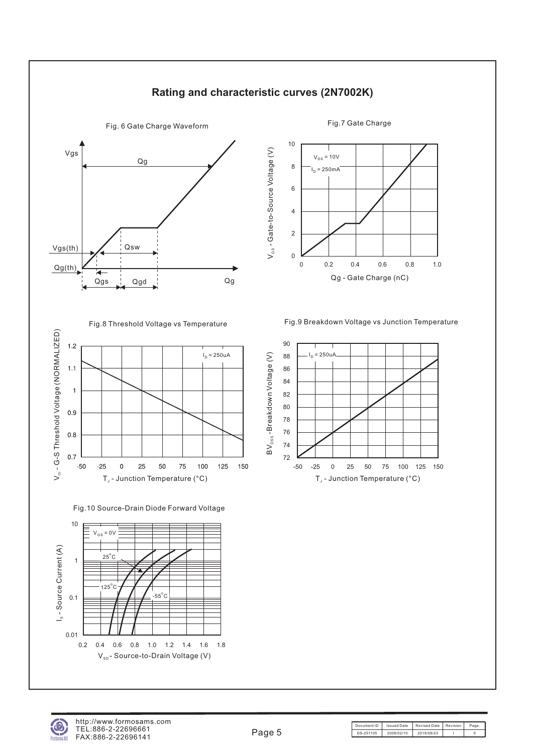## Rating and characteristic curves (2N7002K)

Fig. 6 Gate Charge Waveform

Vgs, Qg, Vgs(th), Qsw, Qg(th), Qgs, Qgd, Qg

Fig.7 Gate Charge

$V_{DS}$ = 10V
$I_D$ = 250mA

$V_{GS}$ - Gate-to-Source Voltage (V)

Qg - Gate Charge (nC)

Fig.8 Threshold Voltage vs Temperature

$I_D$ = 250uA

$V_{th}$ - G-S Threshold Voltage (NORMALIZED)

$T_J$ - Junction Temperature (°C)

Fig.9 Breakdown Voltage vs Junction Temperature

$I_D$ = 250uA

$BV_{DSS}$ -Breakdown Voltage (V)

$T_J$ - Junction Temperature (°C)

Fig.10 Source-Drain Diode Forward Voltage

$V_{GS}$ = 0V

25°C, 125°C, -55°C

$I_S$ - Source Current (A)

$V_{SD}$ - Source-to-Drain Voltage (V)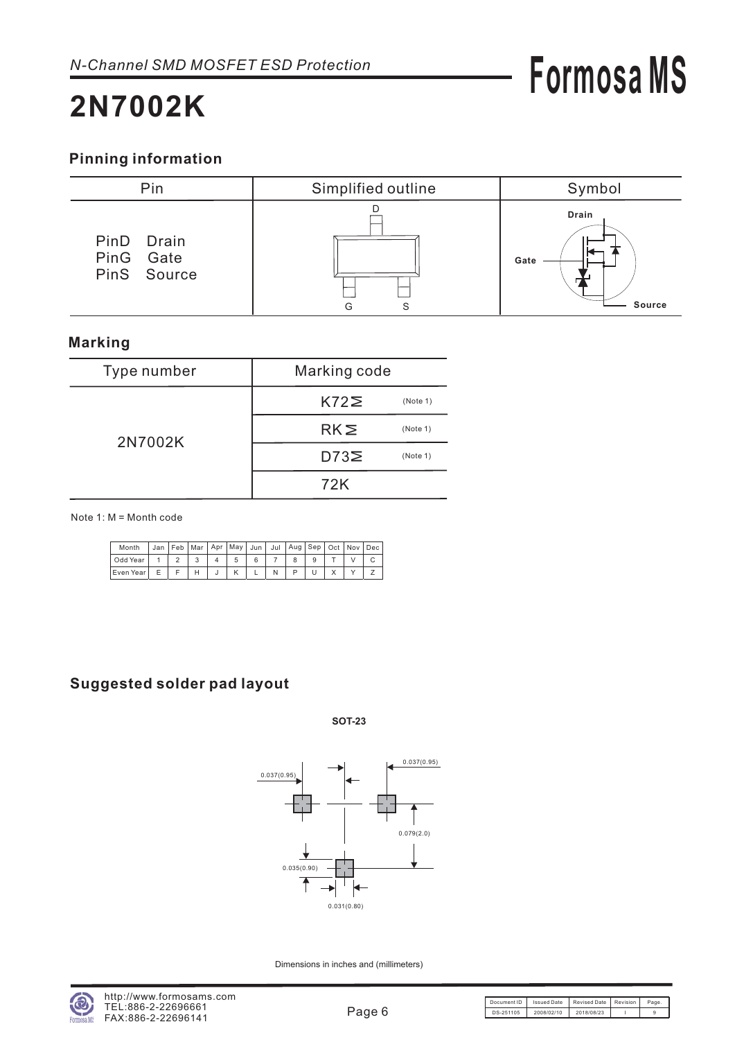## 2N7002K

N-Channel SMD MOSFET ESD Protection

### Pinning information

| Pin | Simplified outline | Symbol |
|---|---|---|
| PinD Drain<br>PinG Gate<br>PinS Source | D<br>G S | Drain<br>Gate<br>Source |

### Marking

| Type number | Marking code | |
|---|---|---|
| 2N7002K | K72M | (Note 1) |
| | RKM | (Note 1) |
| | D73M | (Note 1) |
| | 72K | |

Note 1: M = Month code

| Month | Jan | Feb | Mar | Apr | May | Jun | Jul | Aug | Sep | Oct | Nov | Dec |
|---|---|---|---|---|---|---|---|---|---|---|---|---|
| Odd Year | 1 | 2 | 3 | 4 | 5 | 6 | 7 | 8 | 9 | T | V | C |
| Even Year | E | F | H | J | K | L | N | P | U | X | Y | Z |

### Suggested solder pad layout

SOT-23

0.037(0.95)

0.037(0.95)

0.079(2.0)

0.035(0.90)

0.031(0.80)

Dimensions in inches and (millimeters)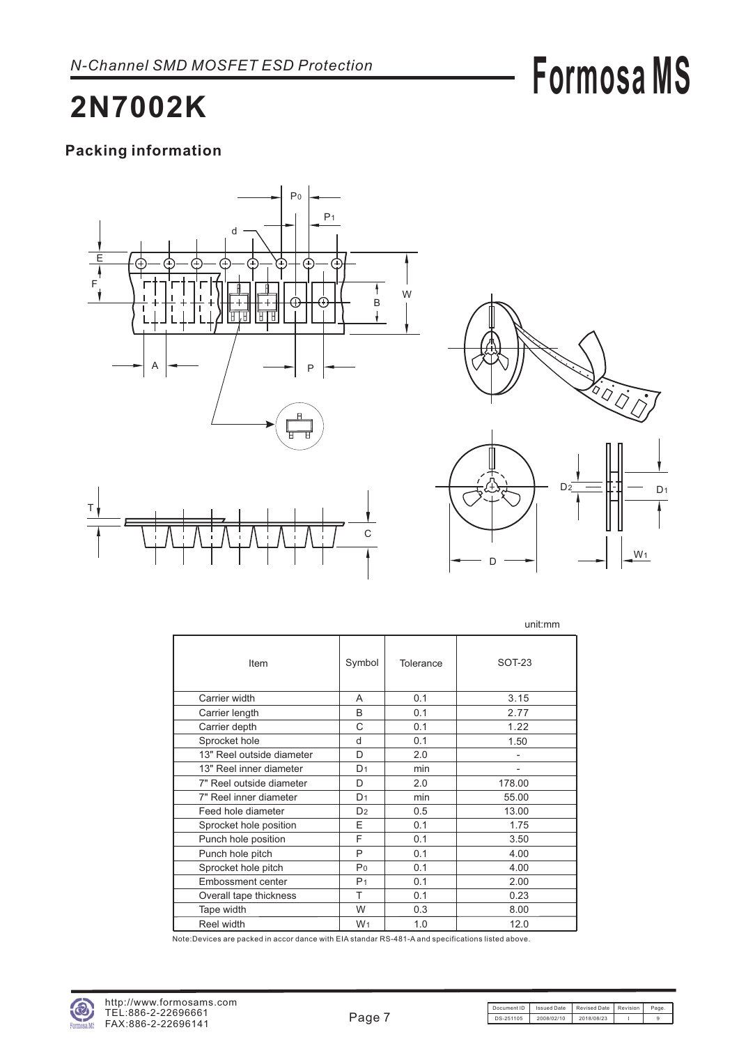# 2N7002K

## Packing information

unit:mm

| Item | Symbol | Tolerance | SOT-23 |
|---|---|---|---|
| Carrier width | A | 0.1 | 3.15 |
| Carrier length | B | 0.1 | 2.77 |
| Carrier depth | C | 0.1 | 1.22 |
| Sprocket hole | d | 0.1 | 1.50 |
| 13" Reel outside diameter | D | 2.0 | - |
| 13" Reel inner diameter | $D_1$ | min | - |
| 7" Reel outside diameter | D | 2.0 | 178.00 |
| 7" Reel inner diameter | $D_1$ | min | 55.00 |
| Feed hole diameter | $D_2$ | 0.5 | 13.00 |
| Sprocket hole position | E | 0.1 | 1.75 |
| Punch hole position | F | 0.1 | 3.50 |
| Punch hole pitch | P | 0.1 | 4.00 |
| Sprocket hole pitch | $P_0$ | 0.1 | 4.00 |
| Embossment center | $P_1$ | 0.1 | 2.00 |
| Overall tape thickness | T | 0.1 | 0.23 |
| Tape width | W | 0.3 | 8.00 |
| Reel width | $W_1$ | 1.0 | 12.0 |

Note:Devices are packed in accor dance with EIA standar RS-481-A and specifications listed above.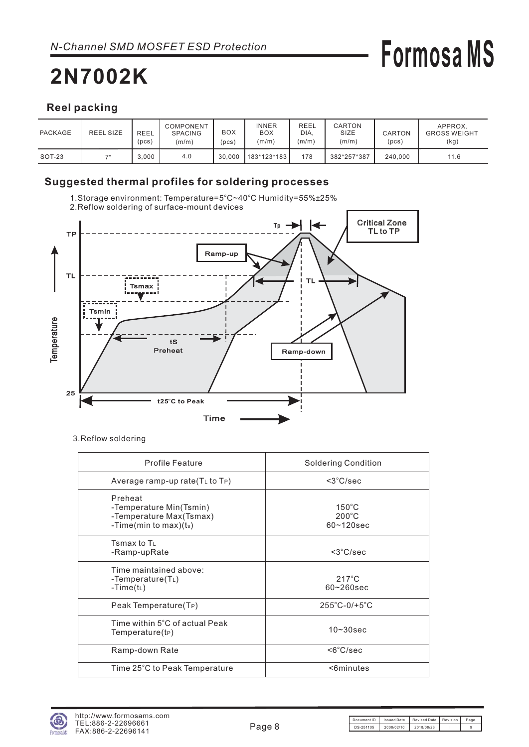*N-Channel SMD MOSFET ESD Protection*

# 2N7002K

## Reel packing

| PACKAGE | REEL SIZE | REEL (pcs) | COMPONENT SPACING (m/m) | BOX (pcs) | INNER BOX (m/m) | REEL DIA. (m/m) | CARTON SIZE (m/m) | CARTON (pcs) | APPROX. GROSS WEIGHT (kg) |
|---|---|---|---|---|---|---|---|---|---|
| SOT-23 | 7" | 3,000 | 4.0 | 30,000 | 183*123*183 | 178 | 382*257*387 | 240,000 | 11.6 |

## Suggested thermal profiles for soldering processes

1. Storage environment: Temperature=5˚C~40˚C Humidity=55%±25%
2. Reflow soldering of surface-mount devices

3. Reflow soldering

| Profile Feature | Soldering Condition |
|---|---|
| Average ramp-up rate($T_L$ to $T_P$) | <3˚C/sec |
| Preheat<br>-Temperature Min(Tsmin)<br>-Temperature Max(Tsmax)<br>-Time(min to max)($t_s$) | 150˚C<br>200˚C<br>60~120sec |
| Tsmax to $T_L$<br>-Ramp-upRate | <3˚C/sec |
| Time maintained above:<br>-Temperature($T_L$)<br>-Time($t_L$) | 217˚C<br>60~260sec |
| Peak Temperature($T_P$) | 255˚C-0/+5˚C |
| Time within 5˚C of actual Peak Temperature($t_P$) | 10~30sec |
| Ramp-down Rate | <6˚C/sec |
| Time 25˚C to Peak Temperature | <6minutes |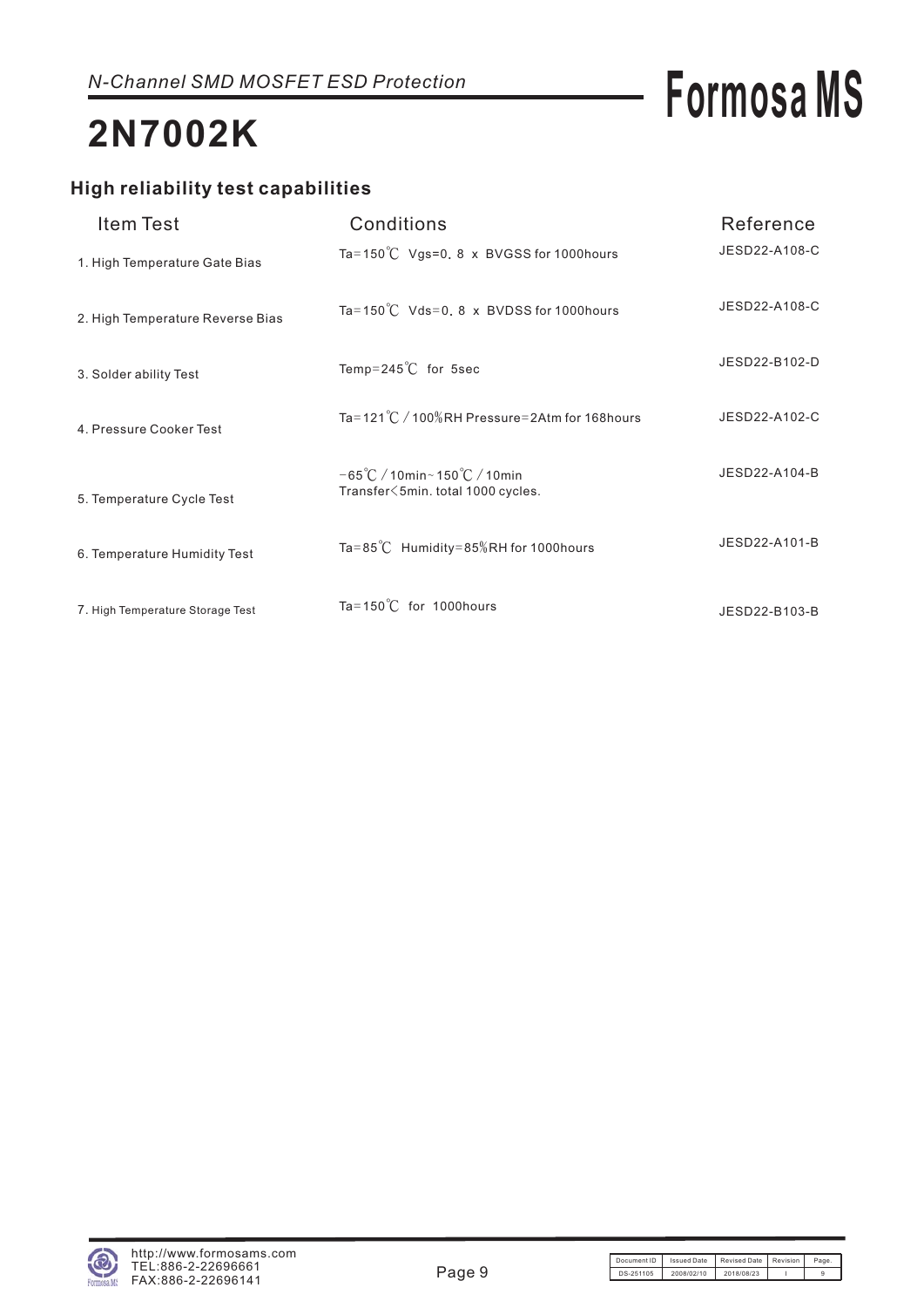## High reliability test capabilities

| Item Test | Conditions | Reference |
|---|---|---|
| 1. High Temperature Gate Bias | Ta=150℃ Vgs=0.8 x BVGSS for 1000hours | JESD22-A108-C |
| 2. High Temperature Reverse Bias | Ta=150℃ Vds=0.8 x BVDSS for 1000hours | JESD22-A108-C |
| 3. Solder ability Test | Temp=245℃ for 5sec | JESD22-B102-D |
| 4. Pressure Cooker Test | Ta=121℃ / 100%RH Pressure=2Atm for 168hours | JESD22-A102-C |
| 5. Temperature Cycle Test | -65℃ / 10min~150℃ / 10min Transfer<5min. total 1000 cycles. | JESD22-A104-B |
| 6. Temperature Humidity Test | Ta=85℃ Humidity=85%RH for 1000hours | JESD22-A101-B |
| 7. High Temperature Storage Test | Ta=150℃ for 1000hours | JESD22-B103-B |